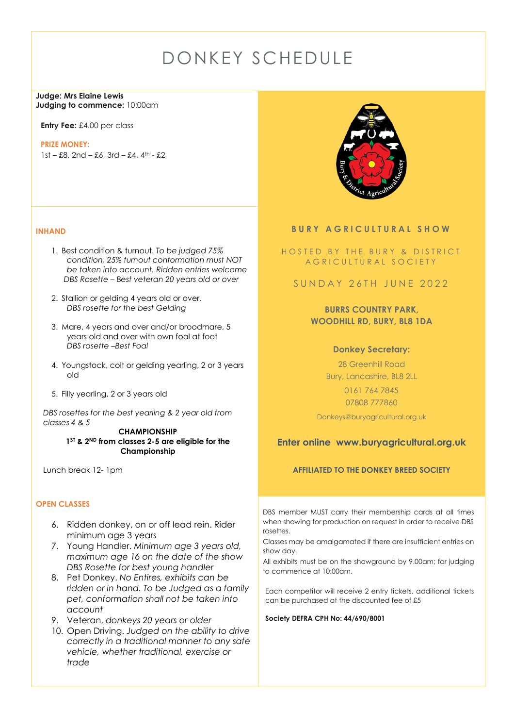# DONKEY SCHEDULE

**Judge: Mrs Elaine Lewis**
**Judging to commence:** 10:00am

**Entry Fee:** £4.00 per class

**PRIZE MONEY:**
1st – £8, 2nd – £6, 3rd – £4, 4th - £2

## INHAND

1. Best condition & turnout. *To be judged 75% condition, 25% turnout conformation must NOT be taken into account. Ridden entries welcome*
   *DBS Rosette – Best veteran 20 years old or over*
2. Stallion or gelding 4 years old or over.
   *DBS rosette for the best Gelding*
3. Mare, 4 years and over and/or broodmare, 5 years old and over with own foal at foot
   *DBS rosette –Best Foal*
4. Youngstock, colt or gelding yearling, 2 or 3 years old
5. Filly yearling, 2 or 3 years old

*DBS rosettes for the best yearling & 2 year old from classes 4 & 5*

**CHAMPIONSHIP**
**1ST & 2ND from classes 2-5 are eligible for the Championship**

Lunch break 12- 1pm

## OPEN CLASSES

6. Ridden donkey, on or off lead rein. Rider minimum age 3 years
7. Young Handler. *Minimum age 3 years old, maximum age 16 on the date of the show*
   *DBS Rosette for best young handler*
8. Pet Donkey. *No Entires, exhibits can be ridden or in hand. To be Judged as a family pet, conformation shall not be taken into account*
9. Veteran, *donkeys 20 years or older*
10. Open Driving. *Judged on the ability to drive correctly in a traditional manner to any safe vehicle, whether traditional, exercise or trade*

## BURY AGRICULTURAL SHOW

HOSTED BY THE BURY & DISTRICT AGRICULTURAL SOCIETY

SUNDAY 26TH JUNE 2022

**BURRS COUNTRY PARK,
WOODHILL RD, BURY, BL8 1DA**

**Donkey Secretary:**

28 Greenhill Road
Bury, Lancashire, BL8 2LL
0161 764 7845
07808 777860
Donkeys@buryagricultural.org.uk

**Enter online www.buryagricultural.org.uk**

**AFFILIATED TO THE DONKEY BREED SOCIETY**

DBS member MUST carry their membership cards at all times when showing for production on request in order to receive DBS rosettes.

Classes may be amalgamated if there are insufficient entries on show day.

All exhibits must be on the showground by 9.00am; for judging to commence at 10:00am.

Each competitor will receive 2 entry tickets, additional tickets can be purchased at the discounted fee of £5

**Society DEFRA CPH No: 44/690/8001**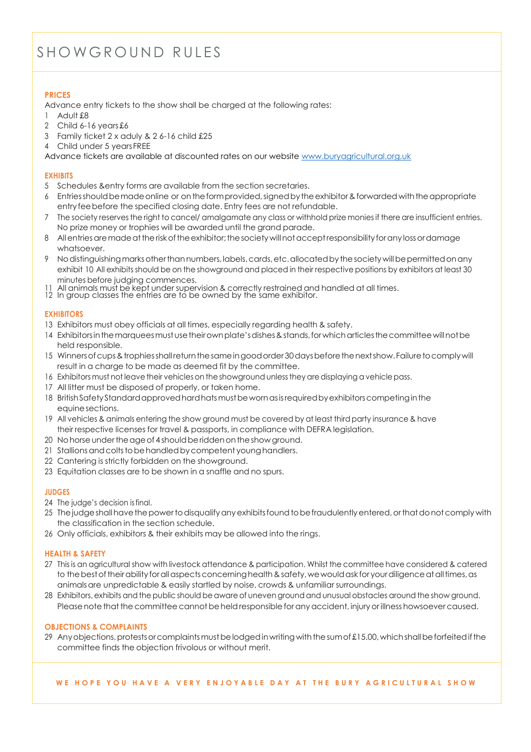# SHOWGROUND RULES

**PRICES**

Advance entry tickets to the show shall be charged at the following rates:

1. Adult £8
2. Child 6-16 years £6
3. Family ticket 2 x aduly & 2 6-16 child £25
4. Child under 5 years FREE

Advance tickets are available at discounted rates on our website www.buryagricultural.org.uk

**EXHIBITS**

5. Schedules &entry forms are available from the section secretaries.
6. Entries should be made online or on the form provided, signed by the exhibitor & forwarded with the appropriate entry fee before the specified closing date. Entry fees are not refundable.
7. The society reserves the right to cancel/ amalgamate any class or withhold prize monies if there are insufficient entries. No prize money or trophies will be awarded until the grand parade.
8. All entries are made at the risk of the exhibitor; the society will not accept responsibility for any loss or damage whatsoever.
9. No distinguishing marks other than numbers, labels, cards, etc. allocated by the society will be permitted on any exhibit 10 All exhibits should be on the showground and placed in their respective positions by exhibitors at least 30 minutes before judging commences.
11. All animals must be kept under supervision & correctly restrained and handled at all times.
12. In group classes the entries are to be owned by the same exhibitor.

**EXHIBITORS**

13. Exhibitors must obey officials at all times, especially regarding health & safety.
14. Exhibitors in the marquees must use their own plate's dishes & stands, for which articles the committee will not be held responsible.
15. Winners of cups & trophies shall return the same in good order 30 days before the next show. Failure to comply will result in a charge to be made as deemed fit by the committee.
16. Exhibitors must not leave their vehicles on the showground unless they are displaying a vehicle pass.
17. All litter must be disposed of properly, or taken home.
18. British Safety Standard approved hard hats must be worn as is required by exhibitors competing in the equine sections.
19. All vehicles & animals entering the show ground must be covered by at least third party insurance & have their respective licenses for travel & passports, in compliance with DEFRA legislation.
20. No horse under the age of 4 should be ridden on the show ground.
21. Stallions and colts to be handled by competent young handlers.
22. Cantering is strictly forbidden on the showground.
23. Equitation classes are to be shown in a snaffle and no spurs.

**JUDGES**

24. The judge's decision is final.
25. The judge shall have the power to disqualify any exhibits found to be fraudulently entered, or that do not comply with the classification in the section schedule.
26. Only officials, exhibitors & their exhibits may be allowed into the rings.

**HEALTH & SAFETY**

27. This is an agricultural show with livestock attendance & participation. Whilst the committee have considered & catered to the best of their ability for all aspects concerning health & safety, we would ask for your diligence at all times, as animals are unpredictable & easily startled by noise, crowds & unfamiliar surroundings.
28. Exhibitors, exhibits and the public should be aware of uneven ground and unusual obstacles around the show ground. Please note that the committee cannot be held responsible for any accident, injury or illness howsoever caused.

**OBJECTIONS & COMPLAINTS**

29. Any objections, protests or complaints must be lodged in writing with the sum of £15.00, which shall be forfeited if the committee finds the objection frivolous or without merit.

**WE HOPE YOU HAVE A VERY ENJOYABLE DAY AT THE BURY AGRICULTURAL SHOW**